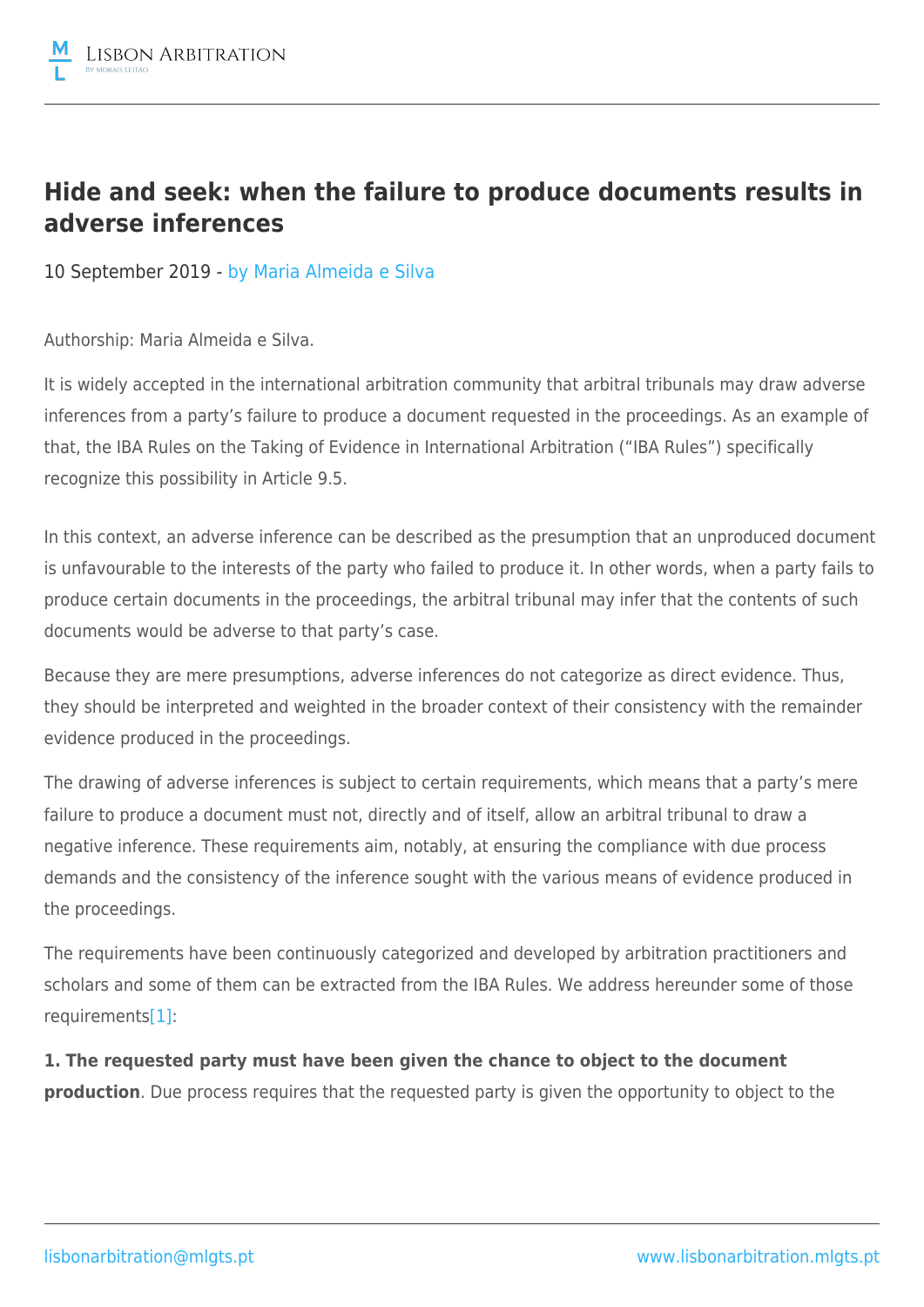# Hide and seek: when the failure to produce documents results in adverse inferences

10 September 2019 - by Maria Almeida e Silva

Authorship: Maria Almeida e Silva.

It is widely accepted in the international arbitration community that arbitral tribunals may draw adverse inferences from a party's failure to produce a document requested in the proceedings. As an example of that, the IBA Rules on the Taking of Evidence in International Arbitration ("IBA Rules") specifically recognize this possibility in Article 9.5.

In this context, an adverse inference can be described as the presumption that an unproduced document is unfavourable to the interests of the party who failed to produce it. In other words, when a party fails to produce certain documents in the proceedings, the arbitral tribunal may infer that the contents of such documents would be adverse to that party's case.

Because they are mere presumptions, adverse inferences do not categorize as direct evidence. Thus, they should be interpreted and weighted in the broader context of their consistency with the remainder evidence produced in the proceedings.

The drawing of adverse inferences is subject to certain requirements, which means that a party's mere failure to produce a document must not, directly and of itself, allow an arbitral tribunal to draw a negative inference. These requirements aim, notably, at ensuring the compliance with due process demands and the consistency of the inference sought with the various means of evidence produced in the proceedings.

The requirements have been continuously categorized and developed by arbitration practitioners and scholars and some of them can be extracted from the IBA Rules. We address hereunder some of those requirements[1]:

**1. The requested party must have been given the chance to object to the document production**. Due process requires that the requested party is given the opportunity to object to the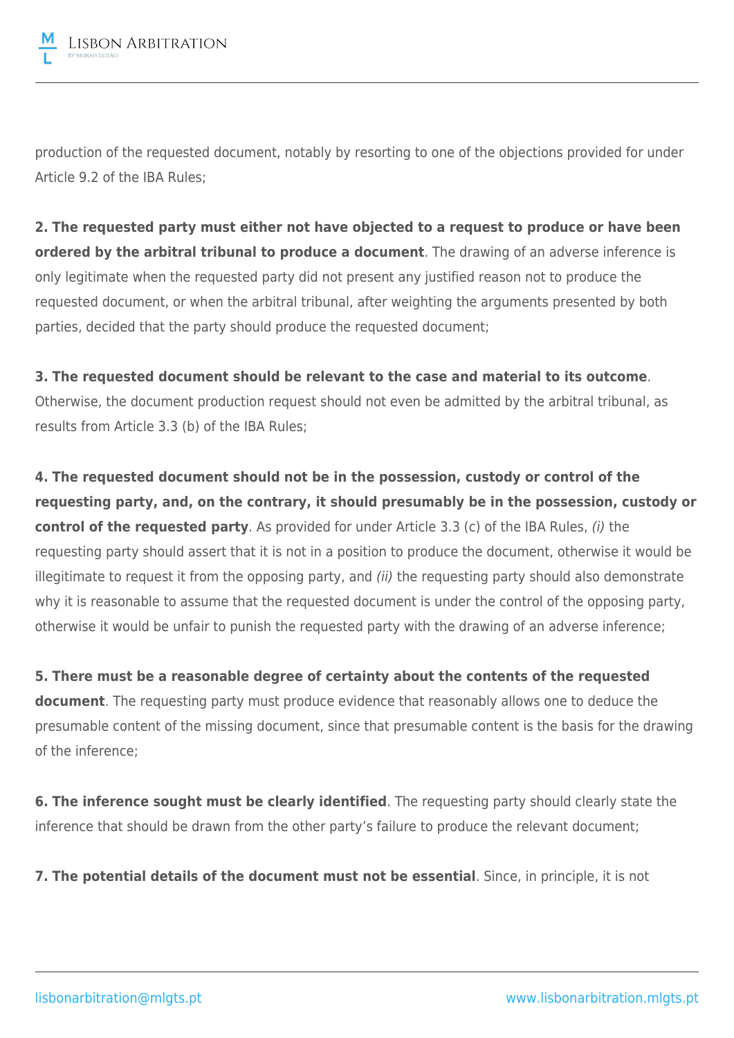production of the requested document, notably by resorting to one of the objections provided for under Article 9.2 of the IBA Rules;

**2. The requested party must either not have objected to a request to produce or have been ordered by the arbitral tribunal to produce a document**. The drawing of an adverse inference is only legitimate when the requested party did not present any justified reason not to produce the requested document, or when the arbitral tribunal, after weighting the arguments presented by both parties, decided that the party should produce the requested document;

**3. The requested document should be relevant to the case and material to its outcome**. Otherwise, the document production request should not even be admitted by the arbitral tribunal, as results from Article 3.3 (b) of the IBA Rules;

**4. The requested document should not be in the possession, custody or control of the requesting party, and, on the contrary, it should presumably be in the possession, custody or control of the requested party**. As provided for under Article 3.3 (c) of the IBA Rules, *(i)* the requesting party should assert that it is not in a position to produce the document, otherwise it would be illegitimate to request it from the opposing party, and *(ii)* the requesting party should also demonstrate why it is reasonable to assume that the requested document is under the control of the opposing party, otherwise it would be unfair to punish the requested party with the drawing of an adverse inference;

**5. There must be a reasonable degree of certainty about the contents of the requested document**. The requesting party must produce evidence that reasonably allows one to deduce the presumable content of the missing document, since that presumable content is the basis for the drawing of the inference;

**6. The inference sought must be clearly identified**. The requesting party should clearly state the inference that should be drawn from the other party's failure to produce the relevant document;

**7. The potential details of the document must not be essential**. Since, in principle, it is not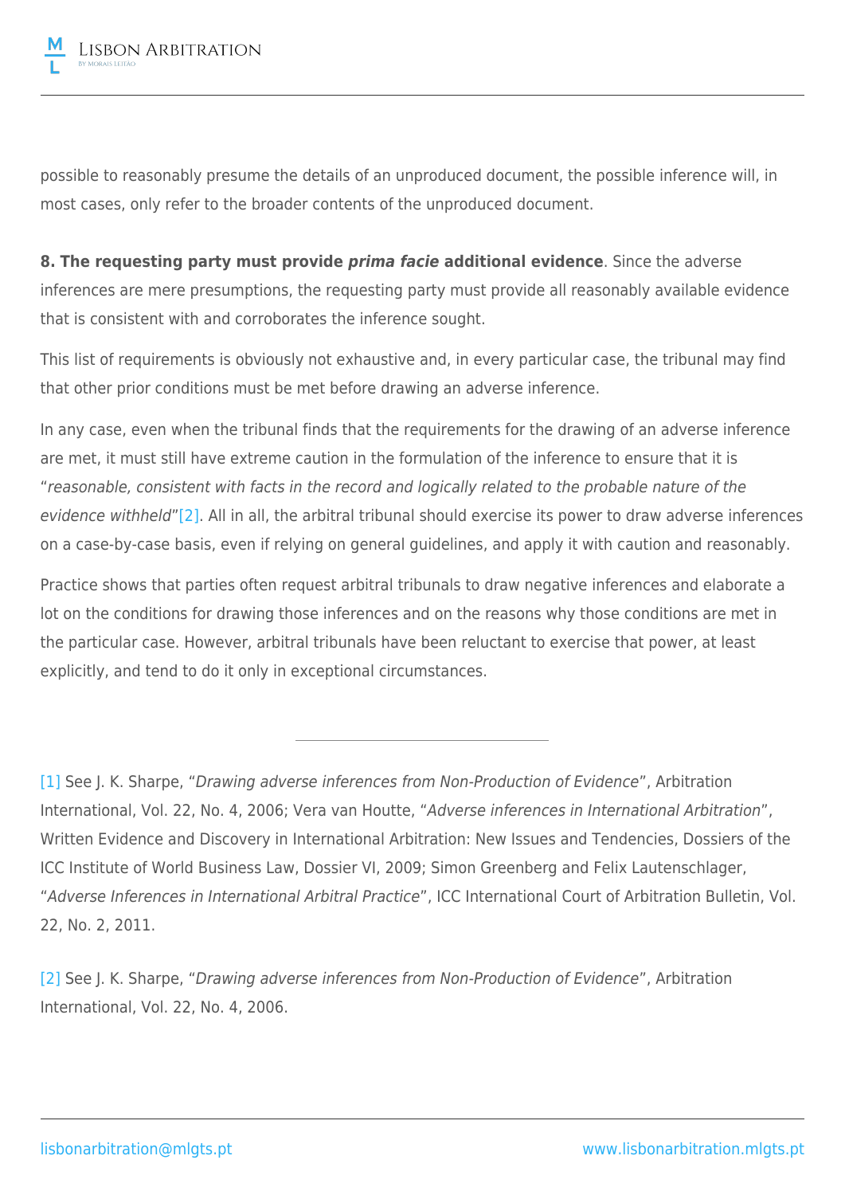possible to reasonably presume the details of an unproduced document, the possible inference will, in most cases, only refer to the broader contents of the unproduced document.

**8. The requesting party must provide *prima facie* additional evidence**. Since the adverse inferences are mere presumptions, the requesting party must provide all reasonably available evidence that is consistent with and corroborates the inference sought.

This list of requirements is obviously not exhaustive and, in every particular case, the tribunal may find that other prior conditions must be met before drawing an adverse inference.

In any case, even when the tribunal finds that the requirements for the drawing of an adverse inference are met, it must still have extreme caution in the formulation of the inference to ensure that it is "*reasonable, consistent with facts in the record and logically related to the probable nature of the evidence withheld*"[2]. All in all, the arbitral tribunal should exercise its power to draw adverse inferences on a case-by-case basis, even if relying on general guidelines, and apply it with caution and reasonably.

Practice shows that parties often request arbitral tribunals to draw negative inferences and elaborate a lot on the conditions for drawing those inferences and on the reasons why those conditions are met in the particular case. However, arbitral tribunals have been reluctant to exercise that power, at least explicitly, and tend to do it only in exceptional circumstances.

---

[1] See J. K. Sharpe, "*Drawing adverse inferences from Non-Production of Evidence*", Arbitration International, Vol. 22, No. 4, 2006; Vera van Houtte, "*Adverse inferences in International Arbitration*", Written Evidence and Discovery in International Arbitration: New Issues and Tendencies, Dossiers of the ICC Institute of World Business Law, Dossier VI, 2009; Simon Greenberg and Felix Lautenschlager, "*Adverse Inferences in International Arbitral Practice*", ICC International Court of Arbitration Bulletin, Vol. 22, No. 2, 2011.

[2] See J. K. Sharpe, "*Drawing adverse inferences from Non-Production of Evidence*", Arbitration International, Vol. 22, No. 4, 2006.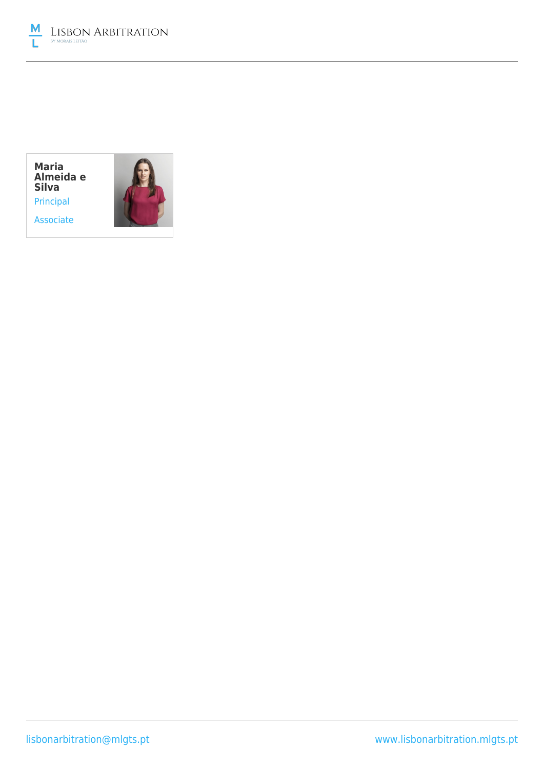**Maria Almeida e Silva**

Principal

Associate